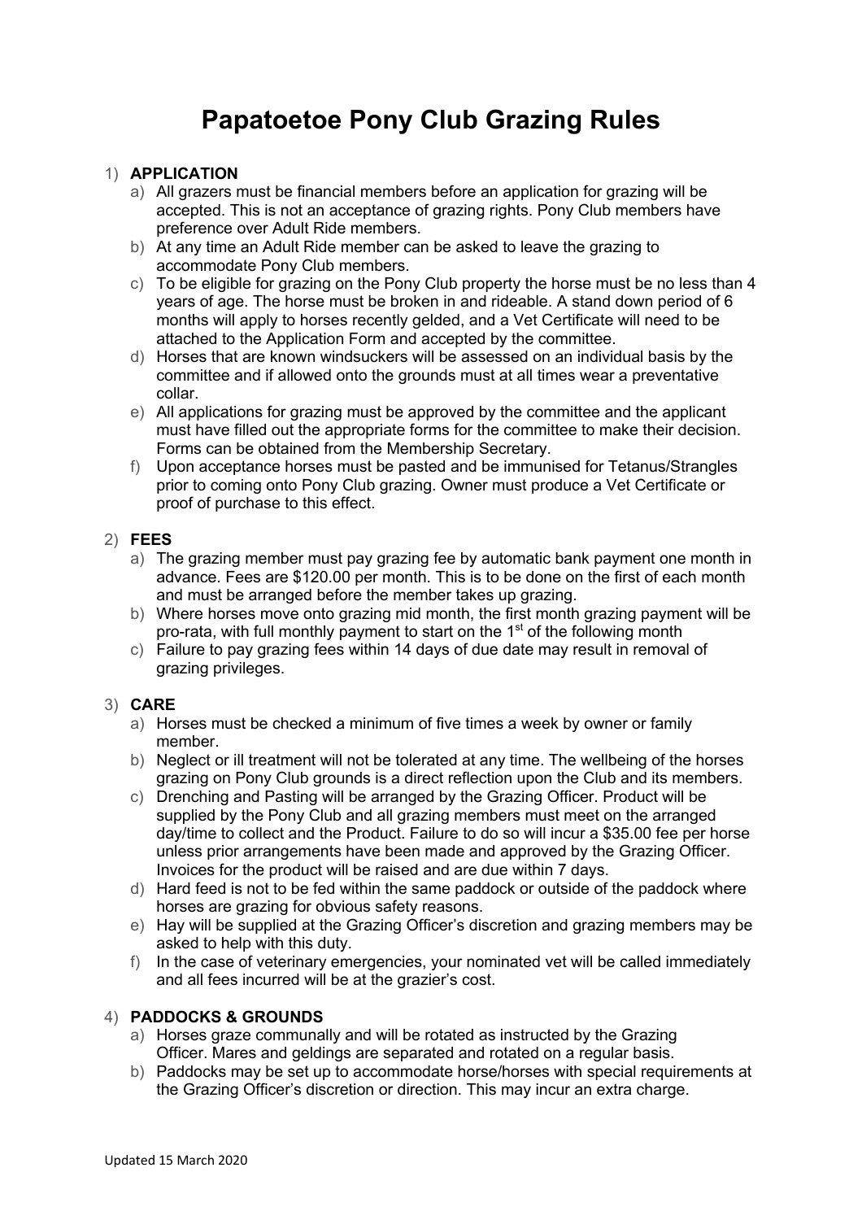# Papatoetoe Pony Club Grazing Rules

1) **APPLICATION**
   a) All grazers must be financial members before an application for grazing will be accepted. This is not an acceptance of grazing rights. Pony Club members have preference over Adult Ride members.
   b) At any time an Adult Ride member can be asked to leave the grazing to accommodate Pony Club members.
   c) To be eligible for grazing on the Pony Club property the horse must be no less than 4 years of age. The horse must be broken in and rideable. A stand down period of 6 months will apply to horses recently gelded, and a Vet Certificate will need to be attached to the Application Form and accepted by the committee.
   d) Horses that are known windsuckers will be assessed on an individual basis by the committee and if allowed onto the grounds must at all times wear a preventative collar.
   e) All applications for grazing must be approved by the committee and the applicant must have filled out the appropriate forms for the committee to make their decision. Forms can be obtained from the Membership Secretary.
   f) Upon acceptance horses must be pasted and be immunised for Tetanus/Strangles prior to coming onto Pony Club grazing. Owner must produce a Vet Certificate or proof of purchase to this effect.

2) **FEES**
   a) The grazing member must pay grazing fee by automatic bank payment one month in advance. Fees are $120.00 per month. This is to be done on the first of each month and must be arranged before the member takes up grazing.
   b) Where horses move onto grazing mid month, the first month grazing payment will be pro-rata, with full monthly payment to start on the 1st of the following month
   c) Failure to pay grazing fees within 14 days of due date may result in removal of grazing privileges.

3) **CARE**
   a) Horses must be checked a minimum of five times a week by owner or family member.
   b) Neglect or ill treatment will not be tolerated at any time. The wellbeing of the horses grazing on Pony Club grounds is a direct reflection upon the Club and its members.
   c) Drenching and Pasting will be arranged by the Grazing Officer. Product will be supplied by the Pony Club and all grazing members must meet on the arranged day/time to collect and the Product. Failure to do so will incur a $35.00 fee per horse unless prior arrangements have been made and approved by the Grazing Officer. Invoices for the product will be raised and are due within 7 days.
   d) Hard feed is not to be fed within the same paddock or outside of the paddock where horses are grazing for obvious safety reasons.
   e) Hay will be supplied at the Grazing Officer's discretion and grazing members may be asked to help with this duty.
   f) In the case of veterinary emergencies, your nominated vet will be called immediately and all fees incurred will be at the grazier's cost.

4) **PADDOCKS & GROUNDS**
   a) Horses graze communally and will be rotated as instructed by the Grazing Officer. Mares and geldings are separated and rotated on a regular basis.
   b) Paddocks may be set up to accommodate horse/horses with special requirements at the Grazing Officer's discretion or direction. This may incur an extra charge.

Updated 15 March 2020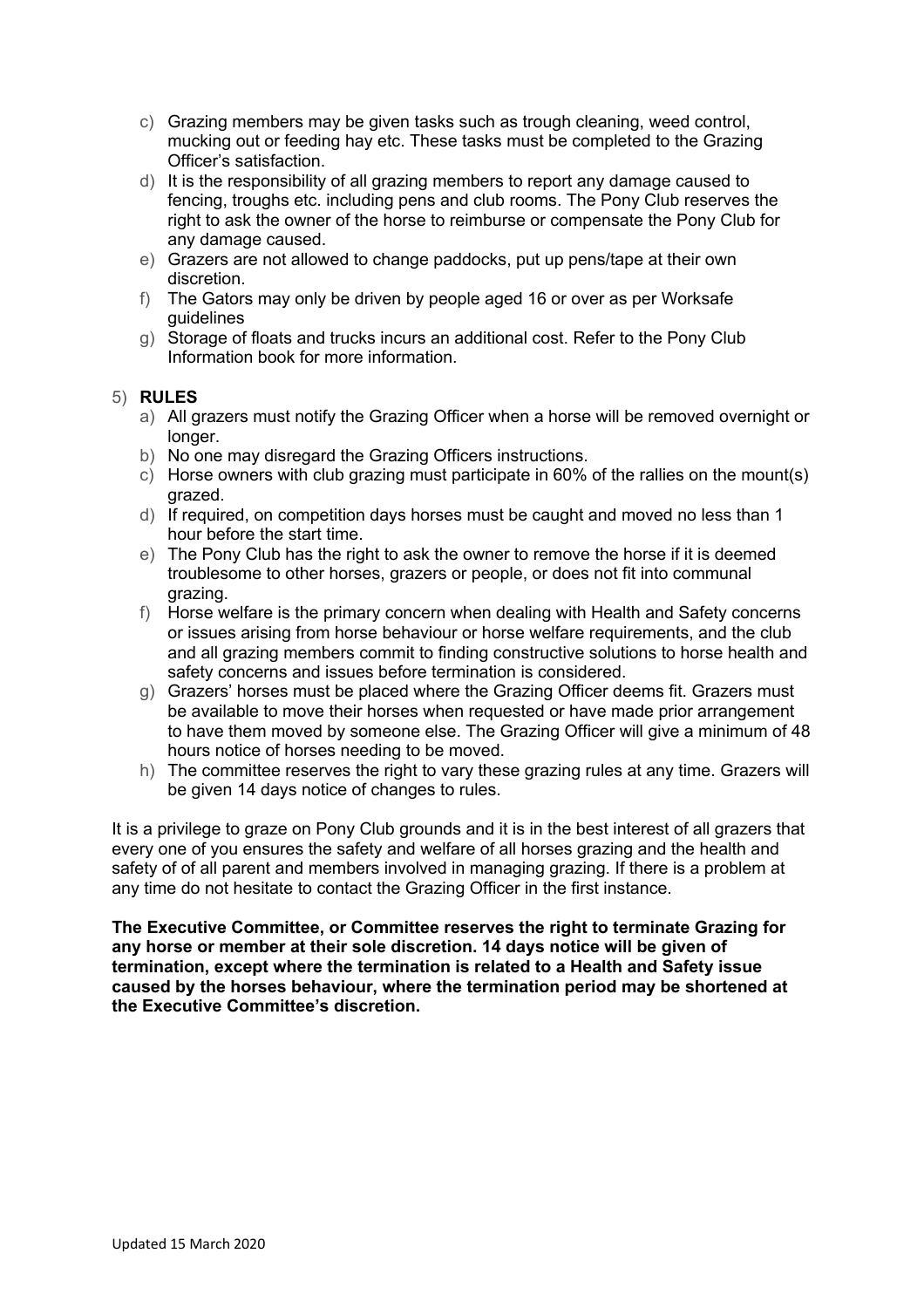c) Grazing members may be given tasks such as trough cleaning, weed control, mucking out or feeding hay etc. These tasks must be completed to the Grazing Officer's satisfaction.

d) It is the responsibility of all grazing members to report any damage caused to fencing, troughs etc. including pens and club rooms. The Pony Club reserves the right to ask the owner of the horse to reimburse or compensate the Pony Club for any damage caused.

e) Grazers are not allowed to change paddocks, put up pens/tape at their own discretion.

f) The Gators may only be driven by people aged 16 or over as per Worksafe guidelines

g) Storage of floats and trucks incurs an additional cost. Refer to the Pony Club Information book for more information.

5) **RULES**

a) All grazers must notify the Grazing Officer when a horse will be removed overnight or longer.

b) No one may disregard the Grazing Officers instructions.

c) Horse owners with club grazing must participate in 60% of the rallies on the mount(s) grazed.

d) If required, on competition days horses must be caught and moved no less than 1 hour before the start time.

e) The Pony Club has the right to ask the owner to remove the horse if it is deemed troublesome to other horses, grazers or people, or does not fit into communal grazing.

f) Horse welfare is the primary concern when dealing with Health and Safety concerns or issues arising from horse behaviour or horse welfare requirements, and the club and all grazing members commit to finding constructive solutions to horse health and safety concerns and issues before termination is considered.

g) Grazers' horses must be placed where the Grazing Officer deems fit. Grazers must be available to move their horses when requested or have made prior arrangement to have them moved by someone else. The Grazing Officer will give a minimum of 48 hours notice of horses needing to be moved.

h) The committee reserves the right to vary these grazing rules at any time. Grazers will be given 14 days notice of changes to rules.

It is a privilege to graze on Pony Club grounds and it is in the best interest of all grazers that every one of you ensures the safety and welfare of all horses grazing and the health and safety of of all parent and members involved in managing grazing. If there is a problem at any time do not hesitate to contact the Grazing Officer in the first instance.

**The Executive Committee, or Committee reserves the right to terminate Grazing for any horse or member at their sole discretion. 14 days notice will be given of termination, except where the termination is related to a Health and Safety issue caused by the horses behaviour, where the termination period may be shortened at the Executive Committee's discretion.**

Updated 15 March 2020